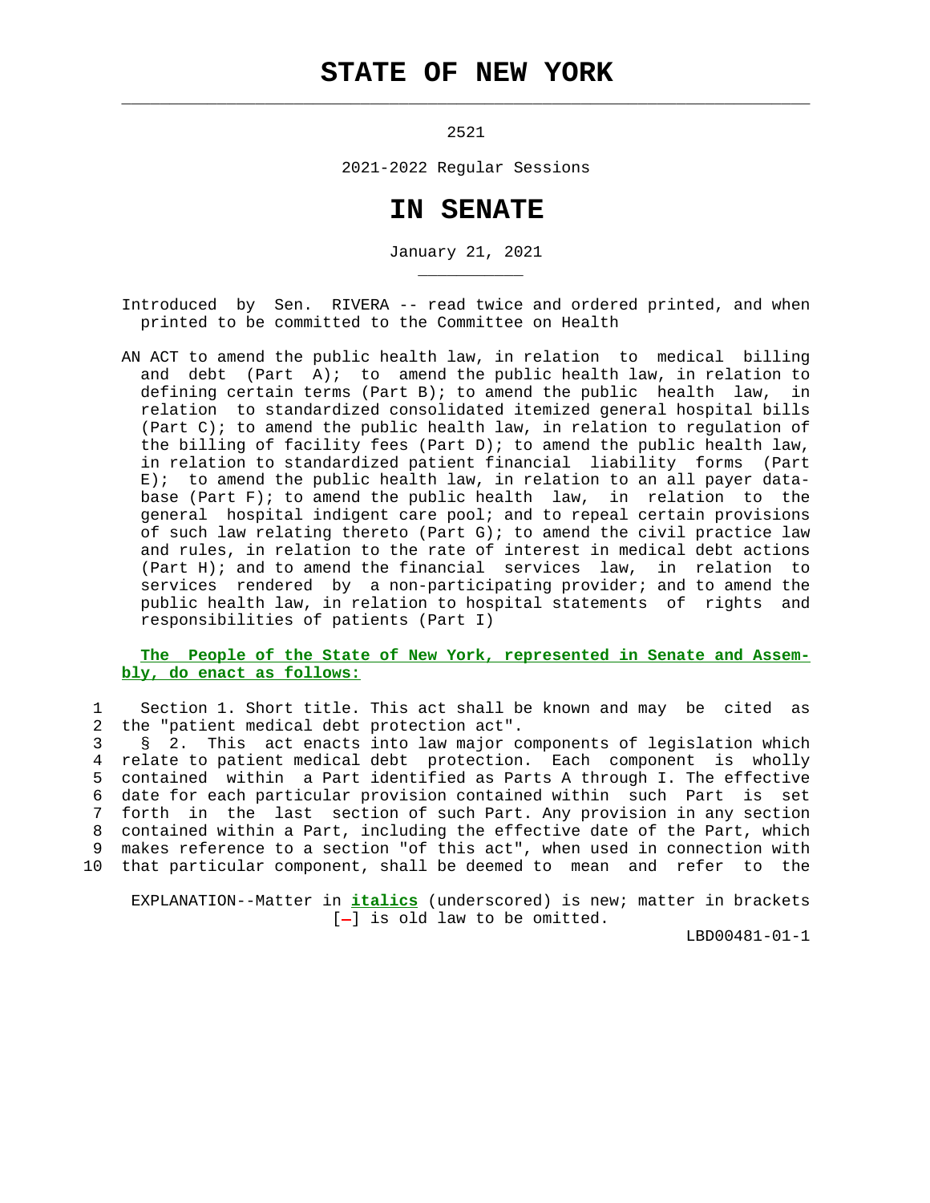# STATE OF NEW YORK

2521

2021-2022 Regular Sessions

# IN SENATE

January 21, 2021

Introduced by Sen. RIVERA -- read twice and ordered printed, and when printed to be committed to the Committee on Health

AN ACT to amend the public health law, in relation to medical billing and debt (Part A); to amend the public health law, in relation to defining certain terms (Part B); to amend the public health law, in relation to standardized consolidated itemized general hospital bills (Part C); to amend the public health law, in relation to regulation of the billing of facility fees (Part D); to amend the public health law, in relation to standardized patient financial liability forms (Part E); to amend the public health law, in relation to an all payer database (Part F); to amend the public health law, in relation to the general hospital indigent care pool; and to repeal certain provisions of such law relating thereto (Part G); to amend the civil practice law and rules, in relation to the rate of interest in medical debt actions (Part H); and to amend the financial services law, in relation to services rendered by a non-participating provider; and to amend the public health law, in relation to hospital statements of rights and responsibilities of patients (Part I)

**The People of the State of New York, represented in Senate and Assembly, do enact as follows:**

1 Section 1. Short title. This act shall be known and may be cited as
2 the "patient medical debt protection act".
3 § 2. This act enacts into law major components of legislation which
4 relate to patient medical debt protection. Each component is wholly
5 contained within a Part identified as Parts A through I. The effective
6 date for each particular provision contained within such Part is set
7 forth in the last section of such Part. Any provision in any section
8 contained within a Part, including the effective date of the Part, which
9 makes reference to a section "of this act", when used in connection with
10 that particular component, shall be deemed to mean and refer to the

EXPLANATION--Matter in ***italics*** (underscored) is new; matter in brackets [-] is old law to be omitted.

LBD00481-01-1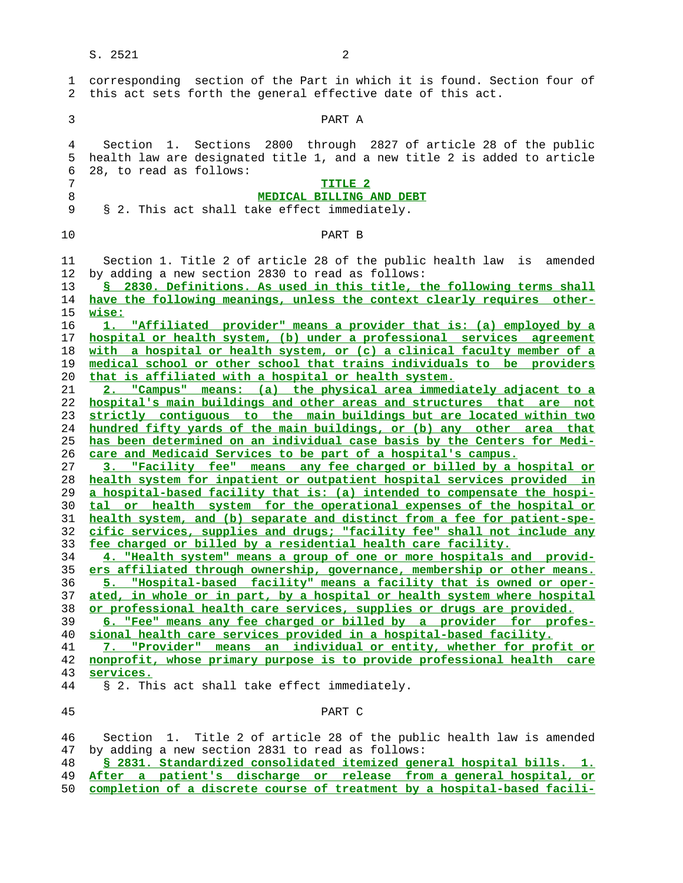corresponding section of the Part in which it is found. Section four of this act sets forth the general effective date of this act.

PART A

Section 1. Sections 2800 through 2827 of article 28 of the public health law are designated title 1, and a new title 2 is added to article 28, to read as follows:

**TITLE 2**

**MEDICAL BILLING AND DEBT**

§ 2. This act shall take effect immediately.

PART B

Section 1. Title 2 of article 28 of the public health law is amended by adding a new section 2830 to read as follows:

§ 2830. Definitions. As used in this title, the following terms shall have the following meanings, unless the context clearly requires otherwise:

1. "Affiliated provider" means a provider that is: (a) employed by a hospital or health system, (b) under a professional services agreement with a hospital or health system, or (c) a clinical faculty member of a medical school or other school that trains individuals to be providers that is affiliated with a hospital or health system.

2. "Campus" means: (a) the physical area immediately adjacent to a hospital's main buildings and other areas and structures that are not strictly contiguous to the main buildings but are located within two hundred fifty yards of the main buildings, or (b) any other area that has been determined on an individual case basis by the Centers for Medicare and Medicaid Services to be part of a hospital's campus.

3. "Facility fee" means any fee charged or billed by a hospital or health system for inpatient or outpatient hospital services provided in a hospital-based facility that is: (a) intended to compensate the hospital or health system for the operational expenses of the hospital or health system, and (b) separate and distinct from a fee for patient-specific services, supplies and drugs; "facility fee" shall not include any fee charged or billed by a residential health care facility.

4. "Health system" means a group of one or more hospitals and providers affiliated through ownership, governance, membership or other means.

5. "Hospital-based facility" means a facility that is owned or operated, in whole or in part, by a hospital or health system where hospital or professional health care services, supplies or drugs are provided.

6. "Fee" means any fee charged or billed by a provider for professional health care services provided in a hospital-based facility.

7. "Provider" means an individual or entity, whether for profit or nonprofit, whose primary purpose is to provide professional health care services.

§ 2. This act shall take effect immediately.

PART C

Section 1. Title 2 of article 28 of the public health law is amended by adding a new section 2831 to read as follows:

§ 2831. Standardized consolidated itemized general hospital bills. 1. After a patient's discharge or release from a general hospital, or completion of a discrete course of treatment by a hospital-based facili-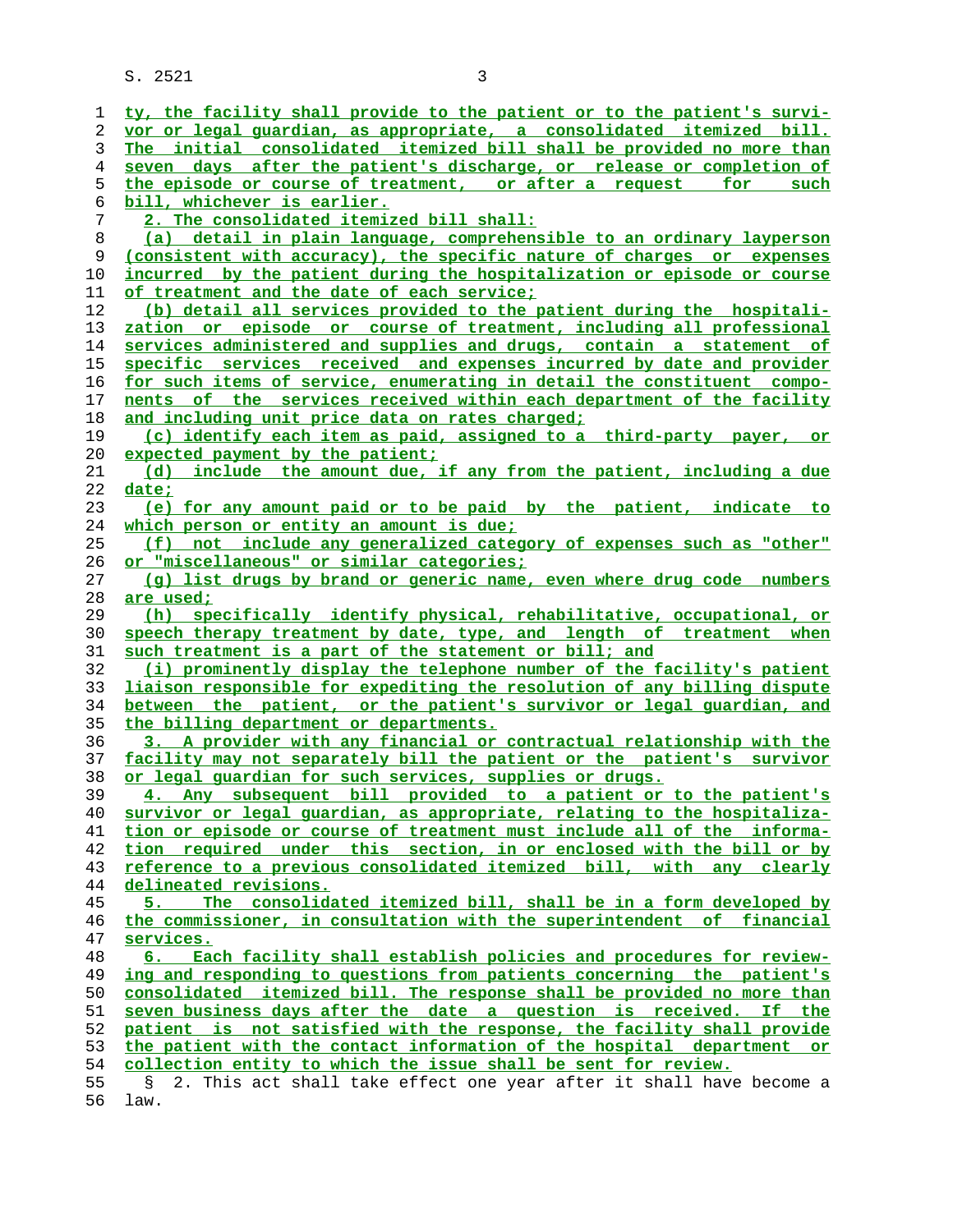ty, the facility shall provide to the patient or to the patient's survivor or legal guardian, as appropriate, a consolidated itemized bill. The initial consolidated itemized bill shall be provided no more than seven days after the patient's discharge, or release or completion of the episode or course of treatment, or after a request for such bill, whichever is earlier.

2. The consolidated itemized bill shall:

(a) detail in plain language, comprehensible to an ordinary layperson (consistent with accuracy), the specific nature of charges or expenses incurred by the patient during the hospitalization or episode or course of treatment and the date of each service;

(b) detail all services provided to the patient during the hospitalization or episode or course of treatment, including all professional services administered and supplies and drugs, contain a statement of specific services received and expenses incurred by date and provider for such items of service, enumerating in detail the constituent components of the services received within each department of the facility and including unit price data on rates charged;

(c) identify each item as paid, assigned to a third-party payer, or expected payment by the patient;

(d) include the amount due, if any from the patient, including a due date;

(e) for any amount paid or to be paid by the patient, indicate to which person or entity an amount is due;

(f) not include any generalized category of expenses such as "other" or "miscellaneous" or similar categories;

(g) list drugs by brand or generic name, even where drug code numbers are used;

(h) specifically identify physical, rehabilitative, occupational, or speech therapy treatment by date, type, and length of treatment when such treatment is a part of the statement or bill; and

(i) prominently display the telephone number of the facility's patient liaison responsible for expediting the resolution of any billing dispute between the patient, or the patient's survivor or legal guardian, and the billing department or departments.

3. A provider with any financial or contractual relationship with the facility may not separately bill the patient or the patient's survivor or legal guardian for such services, supplies or drugs.

4. Any subsequent bill provided to a patient or to the patient's survivor or legal guardian, as appropriate, relating to the hospitalization or episode or course of treatment must include all of the information required under this section, in or enclosed with the bill or by reference to a previous consolidated itemized bill, with any clearly delineated revisions.

5. The consolidated itemized bill, shall be in a form developed by the commissioner, in consultation with the superintendent of financial services.

6. Each facility shall establish policies and procedures for reviewing and responding to questions from patients concerning the patient's consolidated itemized bill. The response shall be provided no more than seven business days after the date a question is received. If the patient is not satisfied with the response, the facility shall provide the patient with the contact information of the hospital department or collection entity to which the issue shall be sent for review.

§ 2. This act shall take effect one year after it shall have become a law.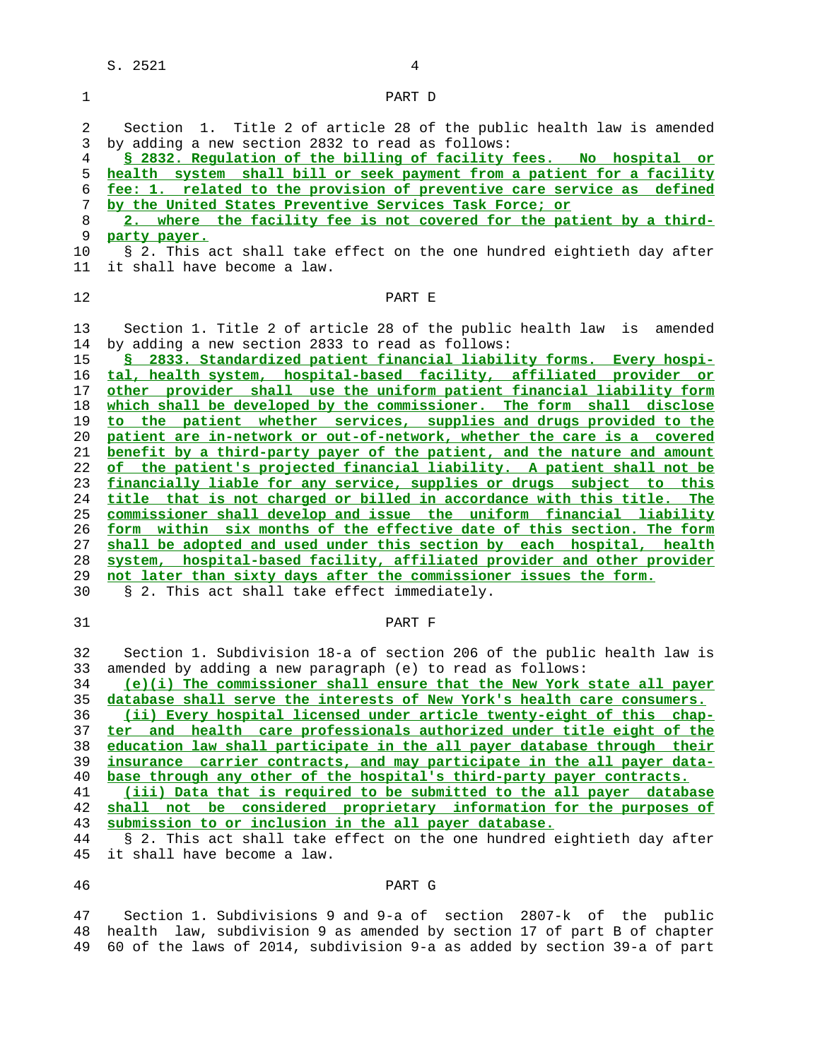## PART D

Section 1. Title 2 of article 28 of the public health law is amended by adding a new section 2832 to read as follows:

**§ 2832. Regulation of the billing of facility fees. No hospital or health system shall bill or seek payment from a patient for a facility fee: 1. related to the provision of preventive care service as defined by the United States Preventive Services Task Force; or**

**2. where the facility fee is not covered for the patient by a third-party payer.**

§ 2. This act shall take effect on the one hundred eightieth day after it shall have become a law.

## PART E

Section 1. Title 2 of article 28 of the public health law is amended by adding a new section 2833 to read as follows:

**§ 2833. Standardized patient financial liability forms. Every hospital, health system, hospital-based facility, affiliated provider or other provider shall use the uniform patient financial liability form which shall be developed by the commissioner. The form shall disclose to the patient whether services, supplies and drugs provided to the patient are in-network or out-of-network, whether the care is a covered benefit by a third-party payer of the patient, and the nature and amount of the patient's projected financial liability. A patient shall not be financially liable for any service, supplies or drugs subject to this title that is not charged or billed in accordance with this title. The commissioner shall develop and issue the uniform financial liability form within six months of the effective date of this section. The form shall be adopted and used under this section by each hospital, health system, hospital-based facility, affiliated provider and other provider not later than sixty days after the commissioner issues the form.**

§ 2. This act shall take effect immediately.

## PART F

Section 1. Subdivision 18-a of section 206 of the public health law is amended by adding a new paragraph (e) to read as follows:

**(e)(i) The commissioner shall ensure that the New York state all payer database shall serve the interests of New York's health care consumers.**

**(ii) Every hospital licensed under article twenty-eight of this chapter and health care professionals authorized under title eight of the education law shall participate in the all payer database through their insurance carrier contracts, and may participate in the all payer database through any other of the hospital's third-party payer contracts.**

**(iii) Data that is required to be submitted to the all payer database shall not be considered proprietary information for the purposes of submission to or inclusion in the all payer database.**

§ 2. This act shall take effect on the one hundred eightieth day after it shall have become a law.

## PART G

Section 1. Subdivisions 9 and 9-a of section 2807-k of the public health law, subdivision 9 as amended by section 17 of part B of chapter 60 of the laws of 2014, subdivision 9-a as added by section 39-a of part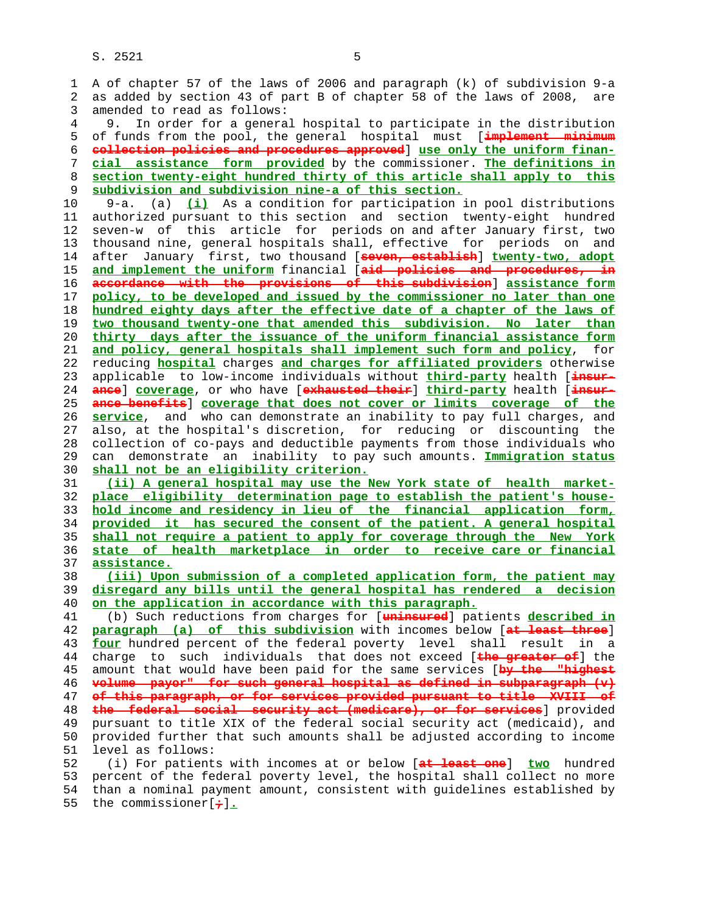A of chapter 57 of the laws of 2006 and paragraph (k) of subdivision 9-a as added by section 43 of part B of chapter 58 of the laws of 2008, are amended to read as follows:

9. In order for a general hospital to participate in the distribution of funds from the pool, the general hospital must [~~implement minimum collection policies and procedures approved~~] **use only the uniform financial assistance form provided** by the commissioner. **The definitions in section twenty-eight hundred thirty of this article shall apply to this subdivision and subdivision nine-a of this section.**

9-a. (a) **(i)** As a condition for participation in pool distributions authorized pursuant to this section and section twenty-eight hundred seven-w of this article for periods on and after January first, two thousand nine, general hospitals shall, effective for periods on and after January first, two thousand [~~seven, establish~~] **twenty-two, adopt and implement the uniform** financial [~~aid policies and procedures, in accordance with the provisions of this subdivision~~] **assistance form policy, to be developed and issued by the commissioner no later than one hundred eighty days after the effective date of a chapter of the laws of two thousand twenty-one that amended this subdivision. No later than thirty days after the issuance of the uniform financial assistance form and policy, general hospitals shall implement such form and policy**, for reducing **hospital** charges **and charges for affiliated providers** otherwise applicable to low-income individuals without **third-party** health [~~insurance~~] **coverage**, or who have [~~exhausted their~~] **third-party** health [~~insurance benefits~~] **coverage that does not cover or limits coverage of the service**, and who can demonstrate an inability to pay full charges, and also, at the hospital's discretion, for reducing or discounting the collection of co-pays and deductible payments from those individuals who can demonstrate an inability to pay such amounts. **Immigration status shall not be an eligibility criterion.**

**(ii) A general hospital may use the New York state of health marketplace eligibility determination page to establish the patient's household income and residency in lieu of the financial application form, provided it has secured the consent of the patient. A general hospital shall not require a patient to apply for coverage through the New York state of health marketplace in order to receive care or financial assistance.**

**(iii) Upon submission of a completed application form, the patient may disregard any bills until the general hospital has rendered a decision on the application in accordance with this paragraph.**

(b) Such reductions from charges for [~~uninsured~~] patients **described in paragraph (a) of this subdivision** with incomes below [~~at least three~~] **four** hundred percent of the federal poverty level shall result in a charge to such individuals that does not exceed [~~the greater of~~] the amount that would have been paid for the same services [~~by the "highest volume payor" for such general hospital as defined in subparagraph (v) of this paragraph, or for services provided pursuant to title XVIII of the federal social security act (medicare), or for services~~] provided pursuant to title XIX of the federal social security act (medicaid), and provided further that such amounts shall be adjusted according to income level as follows:

(i) For patients with incomes at or below [~~at least one~~] **two** hundred percent of the federal poverty level, the hospital shall collect no more than a nominal payment amount, consistent with guidelines established by the commissioner[~~;~~]**.**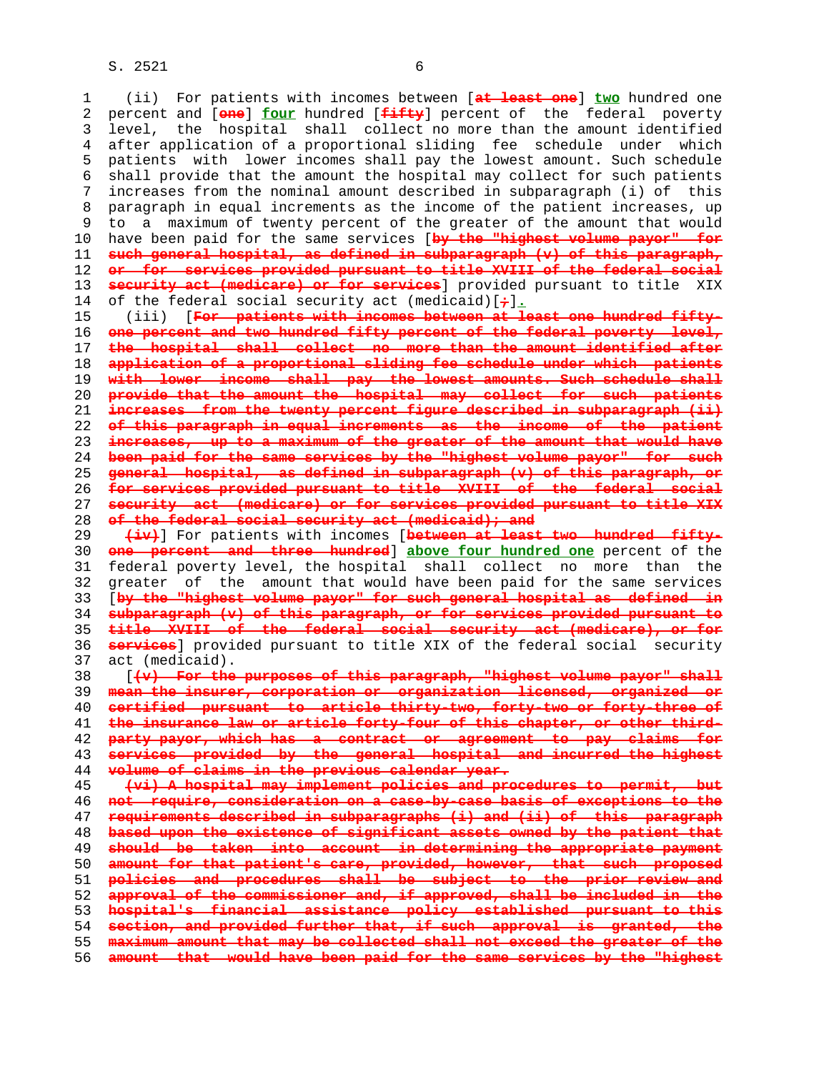(ii) For patients with incomes between [at least one] **two** hundred one percent and [one] **four** hundred [fifty] percent of the federal poverty level, the hospital shall collect no more than the amount identified after application of a proportional sliding fee schedule under which patients with lower incomes shall pay the lowest amount. Such schedule shall provide that the amount the hospital may collect for such patients increases from the nominal amount described in subparagraph (i) of this paragraph in equal increments as the income of the patient increases, up to a maximum of twenty percent of the greater of the amount that would have been paid for the same services [by the "highest volume payor" for such general hospital, as defined in subparagraph (v) of this paragraph, or for services provided pursuant to title XVIII of the federal social security act (medicare) or for services] provided pursuant to title XIX of the federal social security act (medicaid)[;]**.**

(iii) [For patients with incomes between at least one hundred fifty-one percent and two hundred fifty percent of the federal poverty level, the hospital shall collect no more than the amount identified after application of a proportional sliding fee schedule under which patients with lower income shall pay the lowest amounts. Such schedule shall provide that the amount the hospital may collect for such patients increases from the twenty percent figure described in subparagraph (ii) of this paragraph in equal increments as the income of the patient increases, up to a maximum of the greater of the amount that would have been paid for the same services by the "highest volume payor" for such general hospital, as defined in subparagraph (v) of this paragraph, or for services provided pursuant to title XVIII of the federal social security act (medicare) or for services provided pursuant to title XIX of the federal social security act (medicaid); and

(iv)] For patients with incomes [between at least two hundred fifty-one percent and three hundred] **above four hundred one** percent of the federal poverty level, the hospital shall collect no more than the greater of the amount that would have been paid for the same services [by the "highest volume payor" for such general hospital as defined in subparagraph (v) of this paragraph, or for services provided pursuant to title XVIII of the federal social security act (medicare), or for services] provided pursuant to title XIX of the federal social security act (medicaid).

[(v) For the purposes of this paragraph, "highest volume payor" shall mean the insurer, corporation or organization licensed, organized or certified pursuant to article thirty-two, forty-two or forty-three of the insurance law or article forty-four of this chapter, or other third-party payor, which has a contract or agreement to pay claims for services provided by the general hospital and incurred the highest volume of claims in the previous calendar year.

(vi) A hospital may implement policies and procedures to permit, but not require, consideration on a case-by-case basis of exceptions to the requirements described in subparagraphs (i) and (ii) of this paragraph based upon the existence of significant assets owned by the patient that should be taken into account in determining the appropriate payment amount for that patient's care, provided, however, that such proposed policies and procedures shall be subject to the prior review and approval of the commissioner and, if approved, shall be included in the hospital's financial assistance policy established pursuant to this section, and provided further that, if such approval is granted, the maximum amount that may be collected shall not exceed the greater of the amount that would have been paid for the same services by the "highest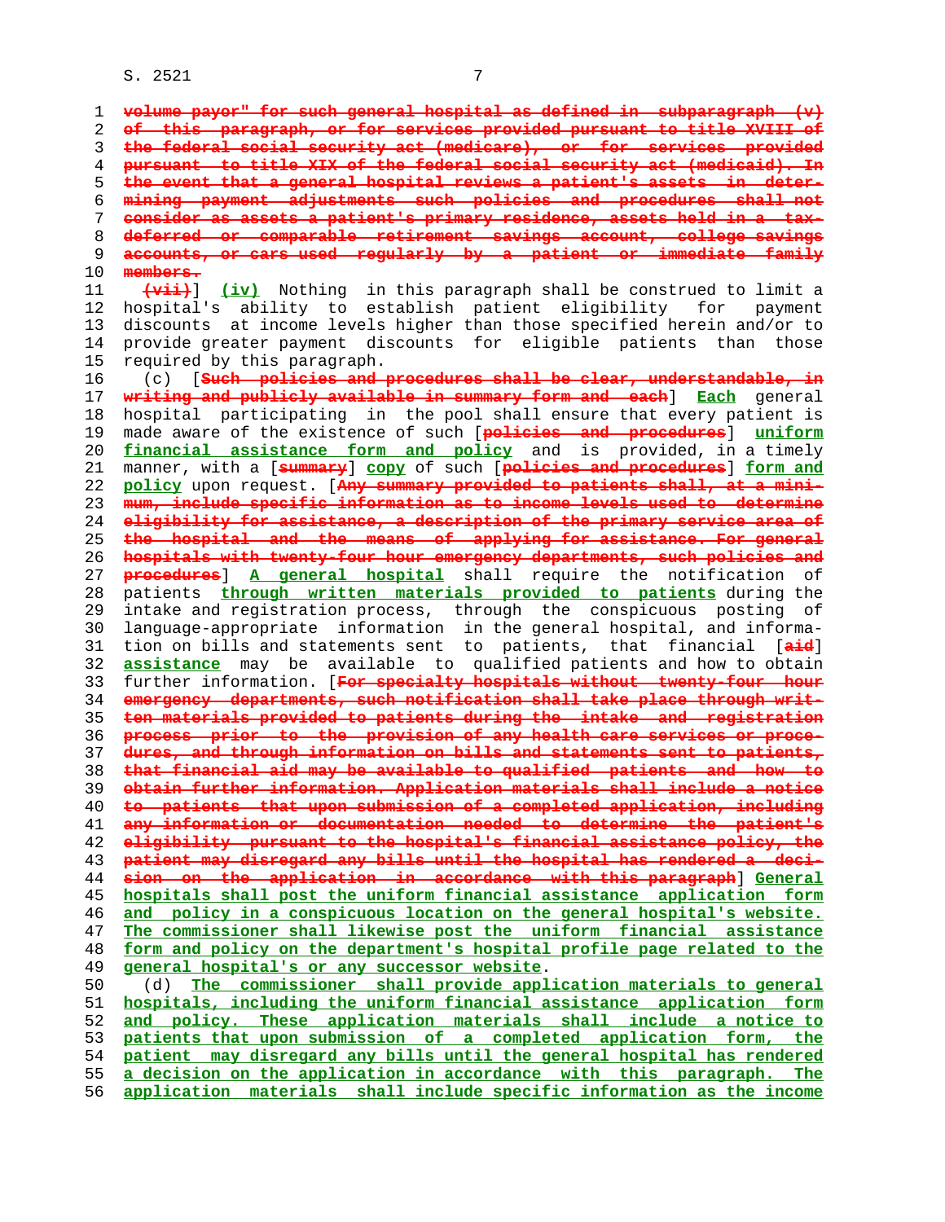~~volume payor" for such general hospital as defined in subparagraph (v) of this paragraph, or for services provided pursuant to title XVIII of the federal social security act (medicare), or for services provided pursuant to title XIX of the federal social security act (medicaid). In the event that a general hospital reviews a patient's assets in determining payment adjustments such policies and procedures shall not consider as assets a patient's primary residence, assets held in a tax-deferred or comparable retirement savings account, college savings accounts, or cars used regularly by a patient or immediate family members.~~

[~~(vii)~~] **(iv)** Nothing in this paragraph shall be construed to limit a hospital's ability to establish patient eligibility for payment discounts at income levels higher than those specified herein and/or to provide greater payment discounts for eligible patients than those required by this paragraph.

(c) [~~Such policies and procedures shall be clear, understandable, in writing and publicly available in summary form and each~~] **Each** general hospital participating in the pool shall ensure that every patient is made aware of the existence of such [~~policies and procedures~~] **uniform financial assistance form and policy** and is provided, in a timely manner, with a [~~summary~~] **copy** of such [~~policies and procedures~~] **form and policy** upon request. [~~Any summary provided to patients shall, at a minimum, include specific information as to income levels used to determine eligibility for assistance, a description of the primary service area of the hospital and the means of applying for assistance. For general hospitals with twenty-four hour emergency departments, such policies and procedures~~] **A general hospital** shall require the notification of patients **through written materials provided to patients** during the intake and registration process, through the conspicuous posting of language-appropriate information in the general hospital, and information on bills and statements sent to patients, that financial [~~aid~~] **assistance** may be available to qualified patients and how to obtain further information. [~~For specialty hospitals without twenty-four hour emergency departments, such notification shall take place through written materials provided to patients during the intake and registration process prior to the provision of any health care services or procedures, and through information on bills and statements sent to patients, that financial aid may be available to qualified patients and how to obtain further information. Application materials shall include a notice to patients that upon submission of a completed application, including any information or documentation needed to determine the patient's eligibility pursuant to the hospital's financial assistance policy, the patient may disregard any bills until the hospital has rendered a decision on the application in accordance with this paragraph~~] **General hospitals shall post the uniform financial assistance application form and policy in a conspicuous location on the general hospital's website. The commissioner shall likewise post the uniform financial assistance form and policy on the department's hospital profile page related to the general hospital's or any successor website**.

(d) **The commissioner shall provide application materials to general hospitals, including the uniform financial assistance application form and policy. These application materials shall include a notice to patients that upon submission of a completed application form, the patient may disregard any bills until the general hospital has rendered a decision on the application in accordance with this paragraph. The application materials shall include specific information as the income**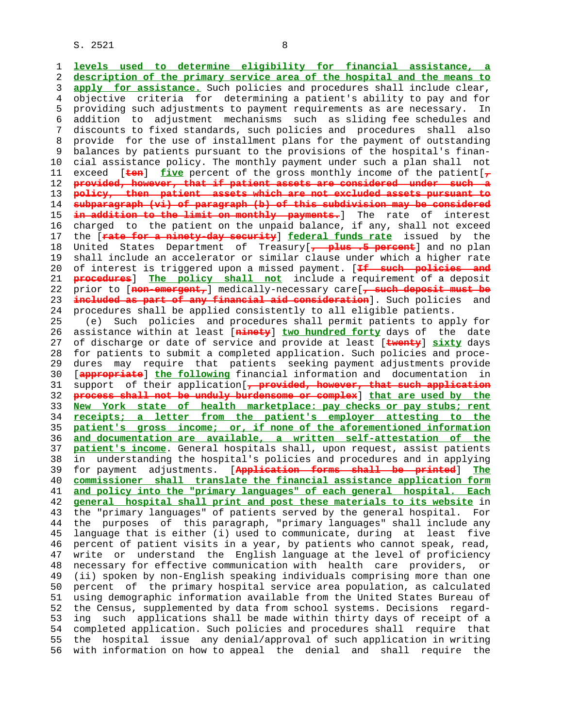levels used to determine eligibility for financial assistance, a description of the primary service area of the hospital and the means to apply for assistance. Such policies and procedures shall include clear, objective criteria for determining a patient's ability to pay and for providing such adjustments to payment requirements as are necessary. In addition to adjustment mechanisms such as sliding fee schedules and discounts to fixed standards, such policies and procedures shall also provide for the use of installment plans for the payment of outstanding balances by patients pursuant to the provisions of the hospital's financial assistance policy. The monthly payment under such a plan shall not exceed [~~ten~~] **five** percent of the gross monthly income of the patient[~~, provided, however, that if patient assets are considered under such a policy, then patient assets which are not excluded assets pursuant to subparagraph (vi) of paragraph (b) of this subdivision may be considered in addition to the limit on monthly payments.~~] The rate of interest charged to the patient on the unpaid balance, if any, shall not exceed the [~~rate for a ninety-day security~~] **federal funds rate** issued by the United States Department of Treasury[~~, plus .5 percent~~] and no plan shall include an accelerator or similar clause under which a higher rate of interest is triggered upon a missed payment. [~~If such policies and procedures~~] **The policy shall not** include a requirement of a deposit prior to [~~non-emergent,~~] medically-necessary care[~~, such deposit must be included as part of any financial aid consideration~~]. Such policies and procedures shall be applied consistently to all eligible patients.

(e) Such policies and procedures shall permit patients to apply for assistance within at least [~~ninety~~] **two hundred forty** days of the date of discharge or date of service and provide at least [~~twenty~~] **sixty** days for patients to submit a completed application. Such policies and procedures may require that patients seeking payment adjustments provide [~~appropriate~~] **the following** financial information and documentation in support of their application[~~, provided, however, that such application process shall not be unduly burdensome or complex~~] **that are used by the New York state of health marketplace: pay checks or pay stubs; rent receipts; a letter from the patient's employer attesting to the patient's gross income; or, if none of the aforementioned information and documentation are available, a written self-attestation of the patient's income**. General hospitals shall, upon request, assist patients in understanding the hospital's policies and procedures and in applying for payment adjustments. [~~Application forms shall be printed~~] **The commissioner shall translate the financial assistance application form and policy into the "primary languages" of each general hospital. Each general hospital shall print and post these materials to its website** in the "primary languages" of patients served by the general hospital. For the purposes of this paragraph, "primary languages" shall include any language that is either (i) used to communicate, during at least five percent of patient visits in a year, by patients who cannot speak, read, write or understand the English language at the level of proficiency necessary for effective communication with health care providers, or (ii) spoken by non-English speaking individuals comprising more than one percent of the primary hospital service area population, as calculated using demographic information available from the United States Bureau of the Census, supplemented by data from school systems. Decisions regarding such applications shall be made within thirty days of receipt of a completed application. Such policies and procedures shall require that the hospital issue any denial/approval of such application in writing with information on how to appeal the denial and shall require the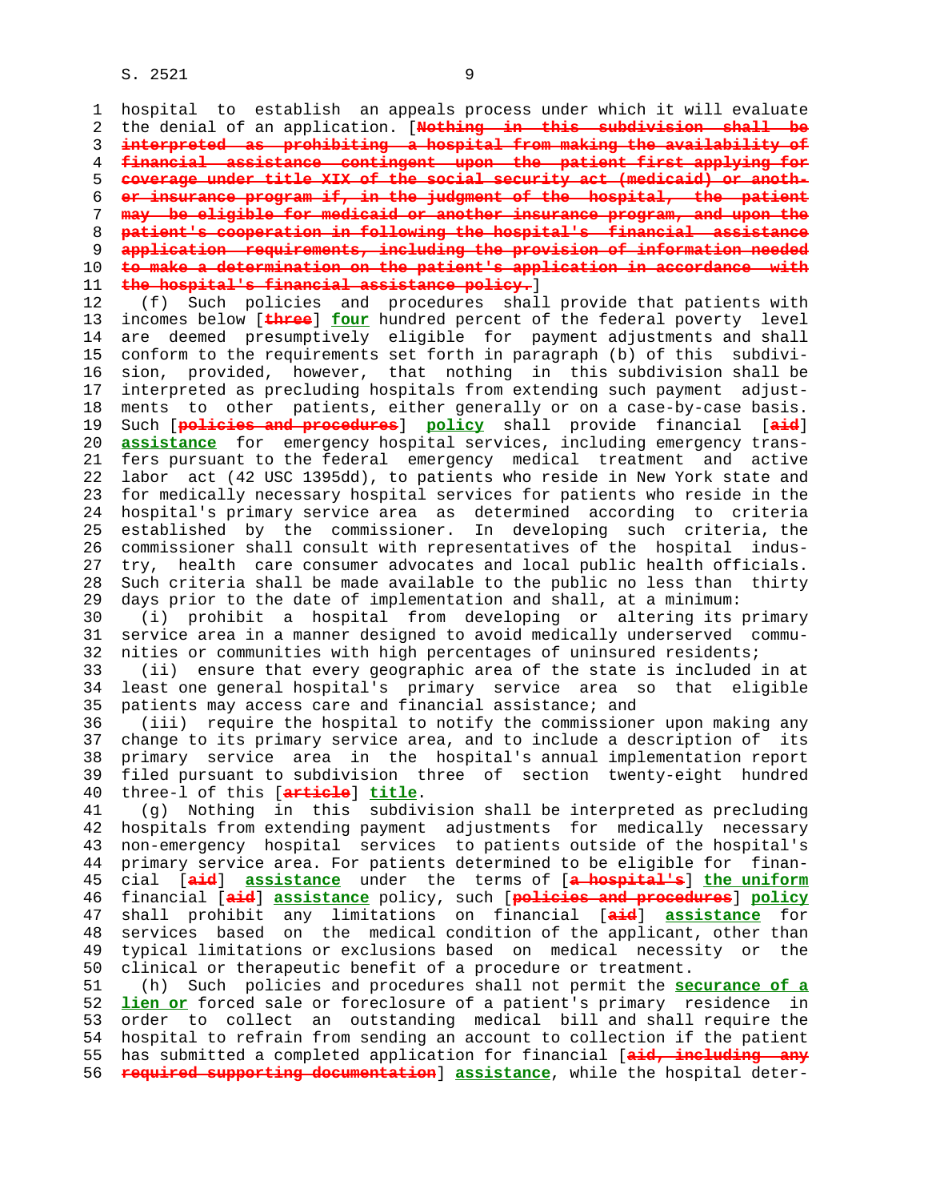hospital to establish an appeals process under which it will evaluate the denial of an application. [~~Nothing in this subdivision shall be interpreted as prohibiting a hospital from making the availability of financial assistance contingent upon the patient first applying for coverage under title XIX of the social security act (medicaid) or another insurance program if, in the judgment of the hospital, the patient may be eligible for medicaid or another insurance program, and upon the patient's cooperation in following the hospital's financial assistance application requirements, including the provision of information needed to make a determination on the patient's application in accordance with the hospital's financial assistance policy.~~]

(f) Such policies and procedures shall provide that patients with incomes below [~~three~~] **four** hundred percent of the federal poverty level are deemed presumptively eligible for payment adjustments and shall conform to the requirements set forth in paragraph (b) of this subdivision, provided, however, that nothing in this subdivision shall be interpreted as precluding hospitals from extending such payment adjustments to other patients, either generally or on a case-by-case basis. Such [~~policies and procedures~~] **policy** shall provide financial [~~aid~~] **assistance** for emergency hospital services, including emergency transfers pursuant to the federal emergency medical treatment and active labor act (42 USC 1395dd), to patients who reside in New York state and for medically necessary hospital services for patients who reside in the hospital's primary service area as determined according to criteria established by the commissioner. In developing such criteria, the commissioner shall consult with representatives of the hospital industry, health care consumer advocates and local public health officials. Such criteria shall be made available to the public no less than thirty days prior to the date of implementation and shall, at a minimum:

(i) prohibit a hospital from developing or altering its primary service area in a manner designed to avoid medically underserved communities or communities with high percentages of uninsured residents;

(ii) ensure that every geographic area of the state is included in at least one general hospital's primary service area so that eligible patients may access care and financial assistance; and

(iii) require the hospital to notify the commissioner upon making any change to its primary service area, and to include a description of its primary service area in the hospital's annual implementation report filed pursuant to subdivision three of section twenty-eight hundred three-l of this [~~article~~] **title**.

(g) Nothing in this subdivision shall be interpreted as precluding hospitals from extending payment adjustments for medically necessary non-emergency hospital services to patients outside of the hospital's primary service area. For patients determined to be eligible for financial [~~aid~~] **assistance** under the terms of [~~a hospital's~~] **the uniform** financial [~~aid~~] **assistance** policy, such [~~policies and procedures~~] **policy** shall prohibit any limitations on financial [~~aid~~] **assistance** for services based on the medical condition of the applicant, other than typical limitations or exclusions based on medical necessity or the clinical or therapeutic benefit of a procedure or treatment.

(h) Such policies and procedures shall not permit the **securance of a lien or** forced sale or foreclosure of a patient's primary residence in order to collect an outstanding medical bill and shall require the hospital to refrain from sending an account to collection if the patient has submitted a completed application for financial [~~aid, including any required supporting documentation~~] **assistance**, while the hospital deter-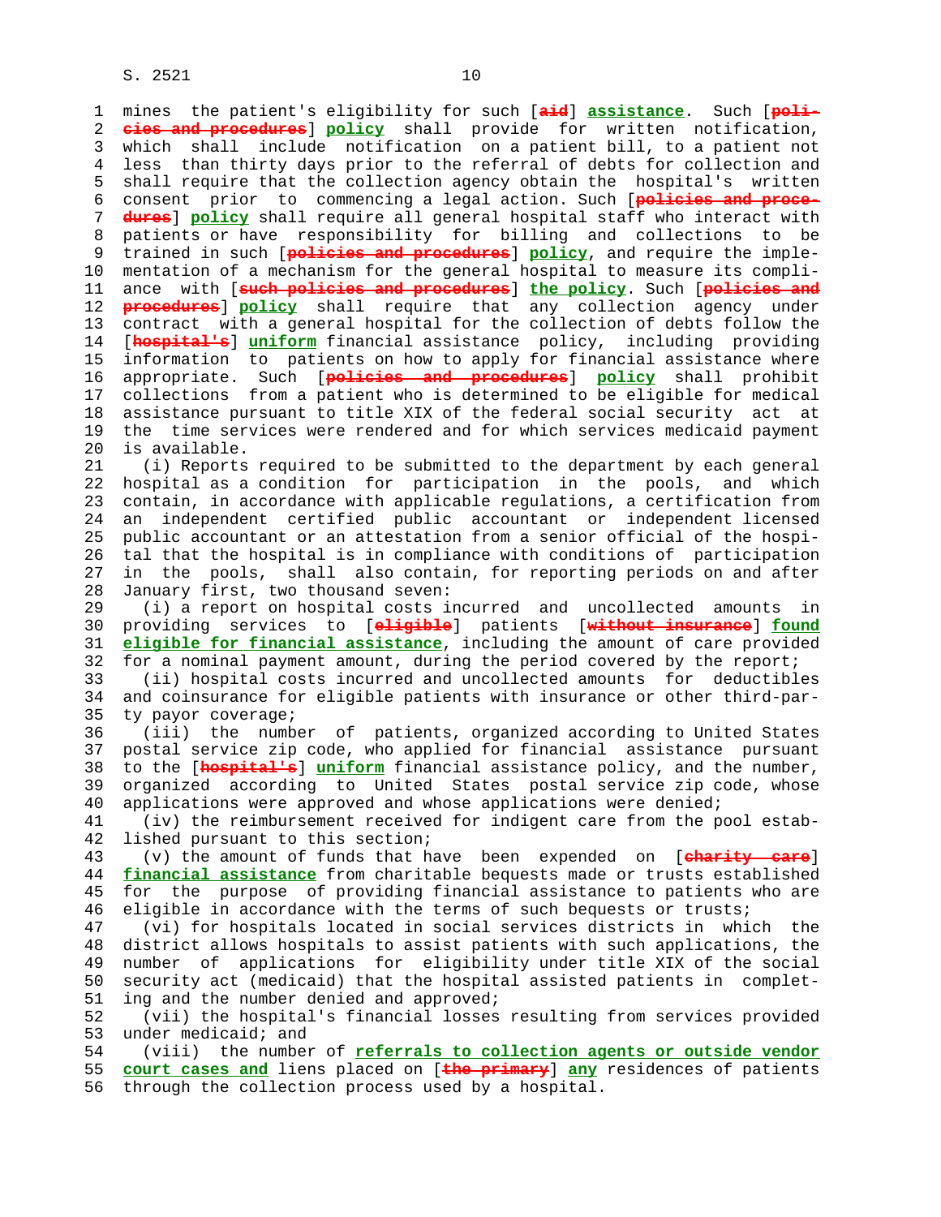mines the patient's eligibility for such [~~aid~~] **assistance**. Such [~~policies and procedures~~] **policy** shall provide for written notification, which shall include notification on a patient bill, to a patient not less than thirty days prior to the referral of debts for collection and shall require that the collection agency obtain the hospital's written consent prior to commencing a legal action. Such [~~policies and procedures~~] **policy** shall require all general hospital staff who interact with patients or have responsibility for billing and collections to be trained in such [~~policies and procedures~~] **policy**, and require the implementation of a mechanism for the general hospital to measure its compliance with [~~such policies and procedures~~] **the policy**. Such [~~policies and procedures~~] **policy** shall require that any collection agency under contract with a general hospital for the collection of debts follow the [~~hospital's~~] **uniform** financial assistance policy, including providing information to patients on how to apply for financial assistance where appropriate. Such [~~policies and procedures~~] **policy** shall prohibit collections from a patient who is determined to be eligible for medical assistance pursuant to title XIX of the federal social security act at the time services were rendered and for which services medicaid payment is available.

(i) Reports required to be submitted to the department by each general hospital as a condition for participation in the pools, and which contain, in accordance with applicable regulations, a certification from an independent certified public accountant or independent licensed public accountant or an attestation from a senior official of the hospital that the hospital is in compliance with conditions of participation in the pools, shall also contain, for reporting periods on and after January first, two thousand seven:

(i) a report on hospital costs incurred and uncollected amounts in providing services to [~~eligible~~] patients [~~without insurance~~] **found eligible for financial assistance**, including the amount of care provided for a nominal payment amount, during the period covered by the report;

(ii) hospital costs incurred and uncollected amounts for deductibles and coinsurance for eligible patients with insurance or other third-party payor coverage;

(iii) the number of patients, organized according to United States postal service zip code, who applied for financial assistance pursuant to the [~~hospital's~~] **uniform** financial assistance policy, and the number, organized according to United States postal service zip code, whose applications were approved and whose applications were denied;

(iv) the reimbursement received for indigent care from the pool established pursuant to this section;

(v) the amount of funds that have been expended on [~~charity care~~] **financial assistance** from charitable bequests made or trusts established for the purpose of providing financial assistance to patients who are eligible in accordance with the terms of such bequests or trusts;

(vi) for hospitals located in social services districts in which the district allows hospitals to assist patients with such applications, the number of applications for eligibility under title XIX of the social security act (medicaid) that the hospital assisted patients in completing and the number denied and approved;

(vii) the hospital's financial losses resulting from services provided under medicaid; and

(viii) the number of **referrals to collection agents or outside vendor court cases and** liens placed on [~~the primary~~] **any** residences of patients through the collection process used by a hospital.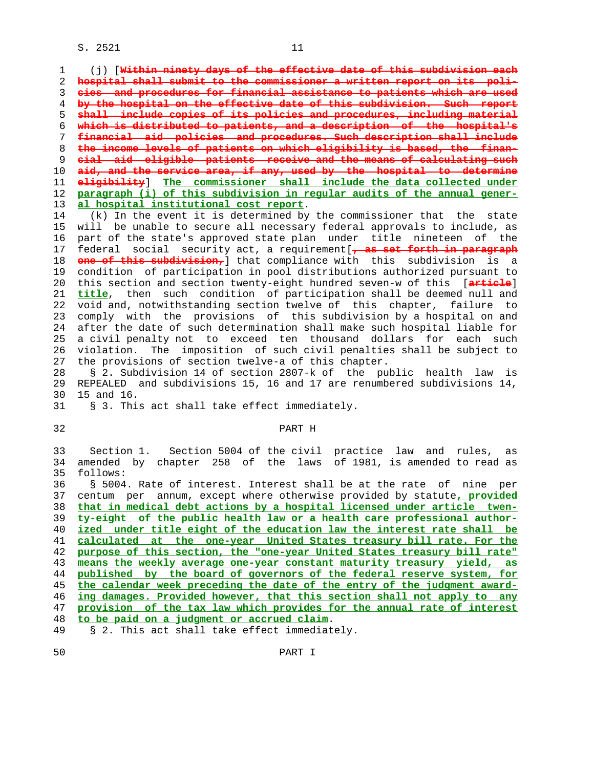(j) [~~Within ninety days of the effective date of this subdivision each hospital shall submit to the commissioner a written report on its policies and procedures for financial assistance to patients which are used by the hospital on the effective date of this subdivision. Such report shall include copies of its policies and procedures, including material which is distributed to patients, and a description of the hospital's financial aid policies and procedures. Such description shall include the income levels of patients on which eligibility is based, the financial aid eligible patients receive and the means of calculating such aid, and the service area, if any, used by the hospital to determine eligibility~~] <u>The commissioner shall include the data collected under paragraph (i) of this subdivision in regular audits of the annual general hospital institutional cost report</u>.

(k) In the event it is determined by the commissioner that the state will be unable to secure all necessary federal approvals to include, as part of the state's approved state plan under title nineteen of the federal social security act, a requirement[~~, as set forth in paragraph one of this subdivision,~~] that compliance with this subdivision is a condition of participation in pool distributions authorized pursuant to this section and section twenty-eight hundred seven-w of this [~~article~~] <u>title</u>, then such condition of participation shall be deemed null and void and, notwithstanding section twelve of this chapter, failure to comply with the provisions of this subdivision by a hospital on and after the date of such determination shall make such hospital liable for a civil penalty not to exceed ten thousand dollars for each such violation. The imposition of such civil penalties shall be subject to the provisions of section twelve-a of this chapter.

§ 2. Subdivision 14 of section 2807-k of the public health law is REPEALED and subdivisions 15, 16 and 17 are renumbered subdivisions 14, 15 and 16.

§ 3. This act shall take effect immediately.

PART H

Section 1. Section 5004 of the civil practice law and rules, as amended by chapter 258 of the laws of 1981, is amended to read as follows:

§ 5004. Rate of interest. Interest shall be at the rate of nine per centum per annum, except where otherwise provided by statute<u>, provided that in medical debt actions by a hospital licensed under article twenty-eight of the public health law or a health care professional authorized under title eight of the education law the interest rate shall be calculated at the one-year United States treasury bill rate. For the purpose of this section, the "one-year United States treasury bill rate" means the weekly average one-year constant maturity treasury yield, as published by the board of governors of the federal reserve system, for the calendar week preceding the date of the entry of the judgment awarding damages. Provided however, that this section shall not apply to any provision of the tax law which provides for the annual rate of interest to be paid on a judgment or accrued claim</u>.

§ 2. This act shall take effect immediately.

PART I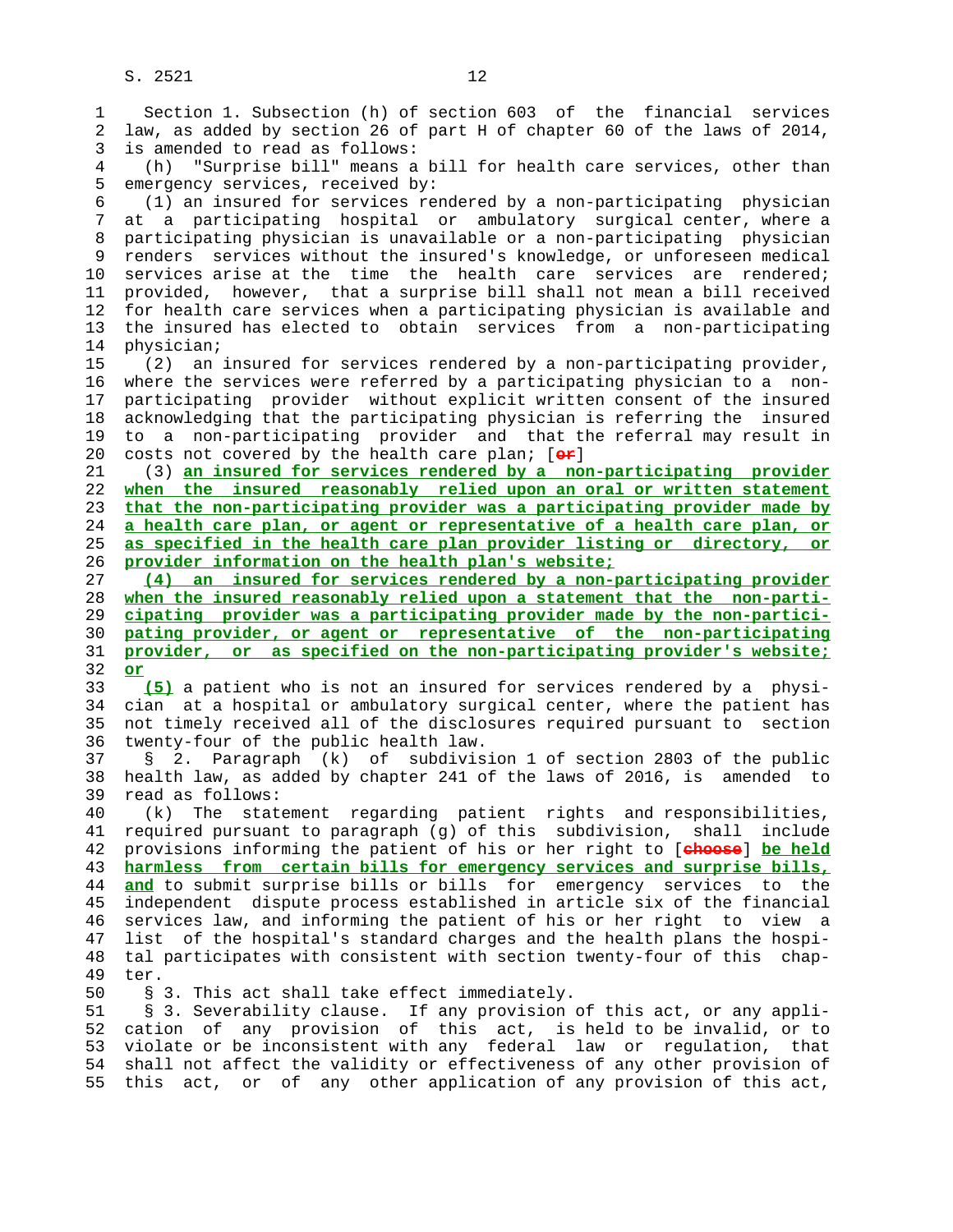Section 1. Subsection (h) of section 603 of the financial services law, as added by section 26 of part H of chapter 60 of the laws of 2014, is amended to read as follows:

(h) "Surprise bill" means a bill for health care services, other than emergency services, received by:

(1) an insured for services rendered by a non-participating physician at a participating hospital or ambulatory surgical center, where a participating physician is unavailable or a non-participating physician renders services without the insured's knowledge, or unforeseen medical services arise at the time the health care services are rendered; provided, however, that a surprise bill shall not mean a bill received for health care services when a participating physician is available and the insured has elected to obtain services from a non-participating physician;

(2) an insured for services rendered by a non-participating provider, where the services were referred by a participating physician to a non-participating provider without explicit written consent of the insured acknowledging that the participating physician is referring the insured to a non-participating provider and that the referral may result in costs not covered by the health care plan; [~~or~~]

(3) **an insured for services rendered by a non-participating provider when the insured reasonably relied upon an oral or written statement that the non-participating provider was a participating provider made by a health care plan, or agent or representative of a health care plan, or as specified in the health care plan provider listing or directory, or provider information on the health plan's website;**

**(4) an insured for services rendered by a non-participating provider when the insured reasonably relied upon a statement that the non-participating provider was a participating provider made by the non-participating provider, or agent or representative of the non-participating provider, or as specified on the non-participating provider's website; or**

**(5)** a patient who is not an insured for services rendered by a physician at a hospital or ambulatory surgical center, where the patient has not timely received all of the disclosures required pursuant to section twenty-four of the public health law.

§ 2. Paragraph (k) of subdivision 1 of section 2803 of the public health law, as added by chapter 241 of the laws of 2016, is amended to read as follows:

(k) The statement regarding patient rights and responsibilities, required pursuant to paragraph (g) of this subdivision, shall include provisions informing the patient of his or her right to [~~choose~~] **be held harmless from certain bills for emergency services and surprise bills, and** to submit surprise bills or bills for emergency services to the independent dispute process established in article six of the financial services law, and informing the patient of his or her right to view a list of the hospital's standard charges and the health plans the hospital participates with consistent with section twenty-four of this chapter.

§ 3. This act shall take effect immediately.

§ 3. Severability clause. If any provision of this act, or any application of any provision of this act, is held to be invalid, or to violate or be inconsistent with any federal law or regulation, that shall not affect the validity or effectiveness of any other provision of this act, or of any other application of any provision of this act,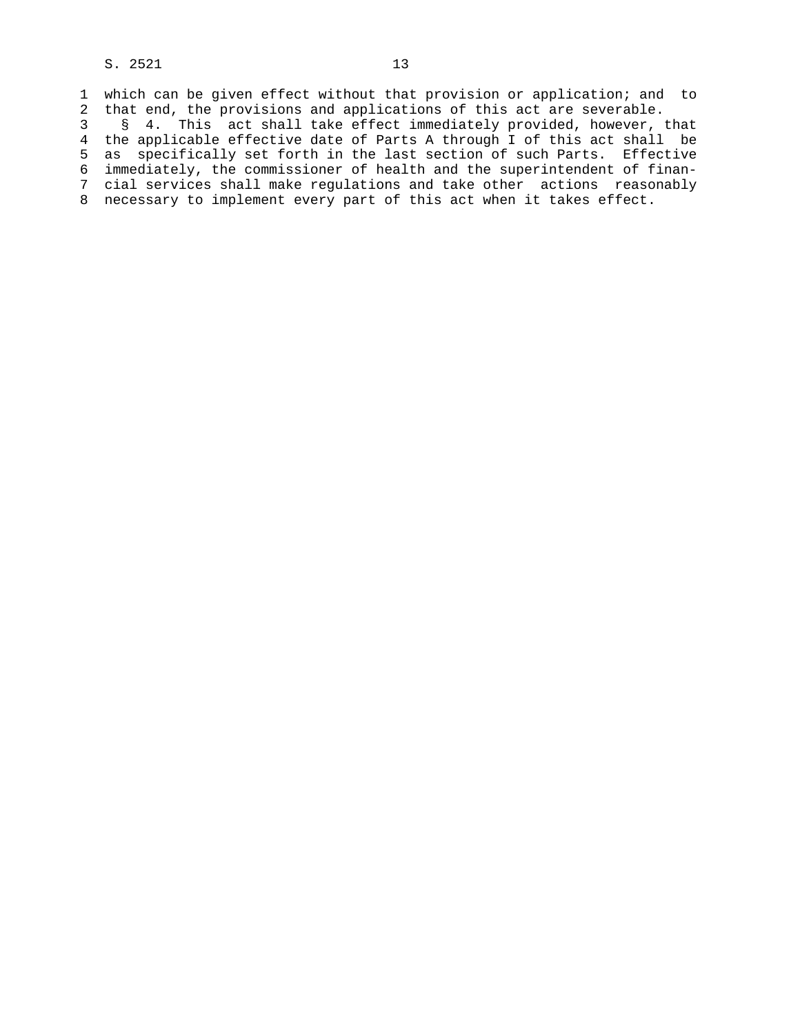which can be given effect without that provision or application; and to that end, the provisions and applications of this act are severable.

§ 4. This act shall take effect immediately provided, however, that the applicable effective date of Parts A through I of this act shall be as specifically set forth in the last section of such Parts. Effective immediately, the commissioner of health and the superintendent of financial services shall make regulations and take other actions reasonably necessary to implement every part of this act when it takes effect.